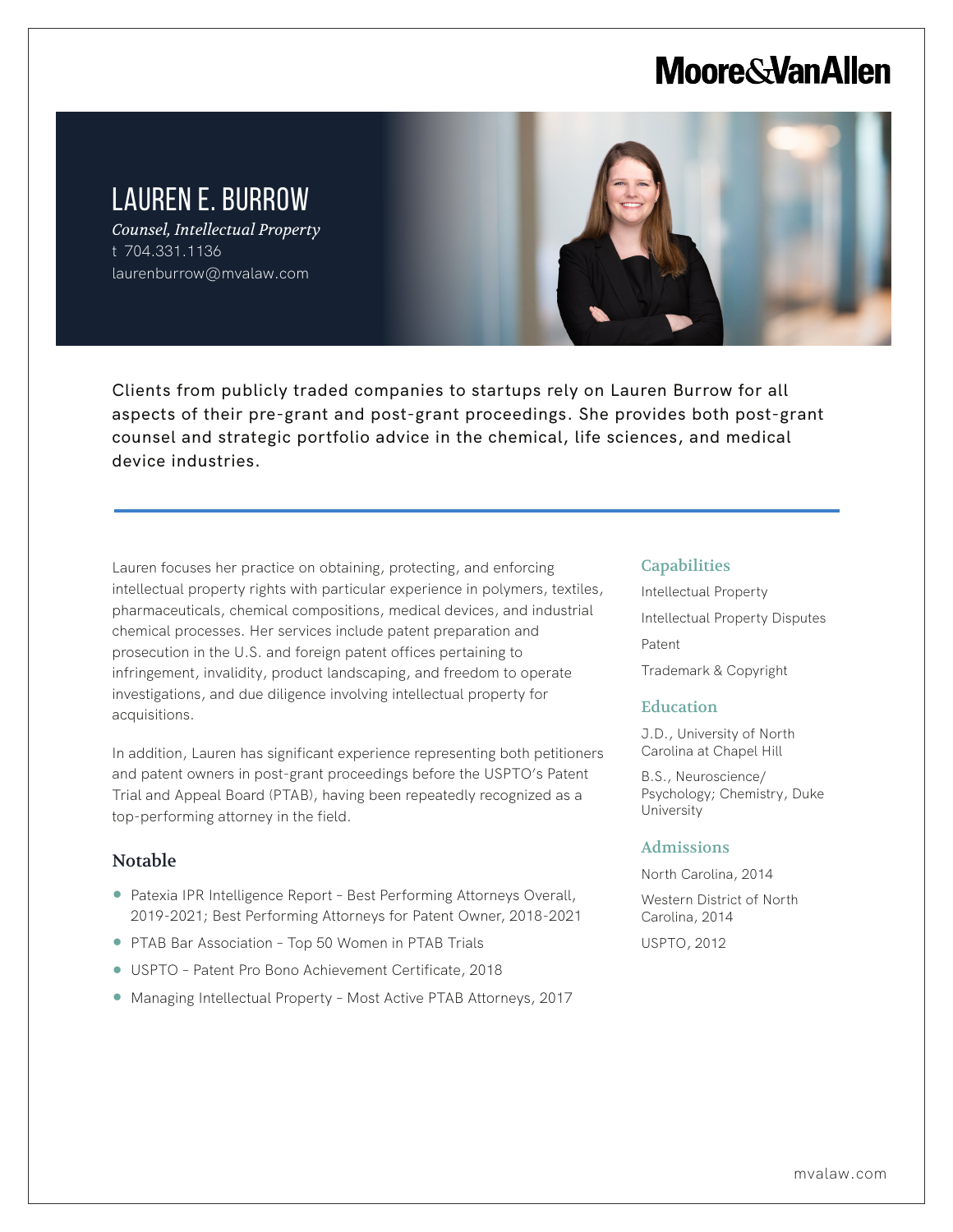Moore&VanAllen

# LAUREN E. BURROW

*Counsel, Intellectual Property*
t 704.331.1136
laurenburrow@mvalaw.com

Clients from publicly traded companies to startups rely on Lauren Burrow for all aspects of their pre-grant and post-grant proceedings. She provides both post-grant counsel and strategic portfolio advice in the chemical, life sciences, and medical device industries.

Lauren focuses her practice on obtaining, protecting, and enforcing intellectual property rights with particular experience in polymers, textiles, pharmaceuticals, chemical compositions, medical devices, and industrial chemical processes. Her services include patent preparation and prosecution in the U.S. and foreign patent offices pertaining to infringement, invalidity, product landscaping, and freedom to operate investigations, and due diligence involving intellectual property for acquisitions.

In addition, Lauren has significant experience representing both petitioners and patent owners in post-grant proceedings before the USPTO's Patent Trial and Appeal Board (PTAB), having been repeatedly recognized as a top-performing attorney in the field.

## Notable

- Patexia IPR Intelligence Report – Best Performing Attorneys Overall, 2019-2021; Best Performing Attorneys for Patent Owner, 2018-2021
- PTAB Bar Association – Top 50 Women in PTAB Trials
- USPTO – Patent Pro Bono Achievement Certificate, 2018
- Managing Intellectual Property – Most Active PTAB Attorneys, 2017

## Capabilities

Intellectual Property

Intellectual Property Disputes

Patent

Trademark & Copyright

## Education

J.D., University of North Carolina at Chapel Hill

B.S., Neuroscience/ Psychology; Chemistry, Duke University

## Admissions

North Carolina, 2014

Western District of North Carolina, 2014

USPTO, 2012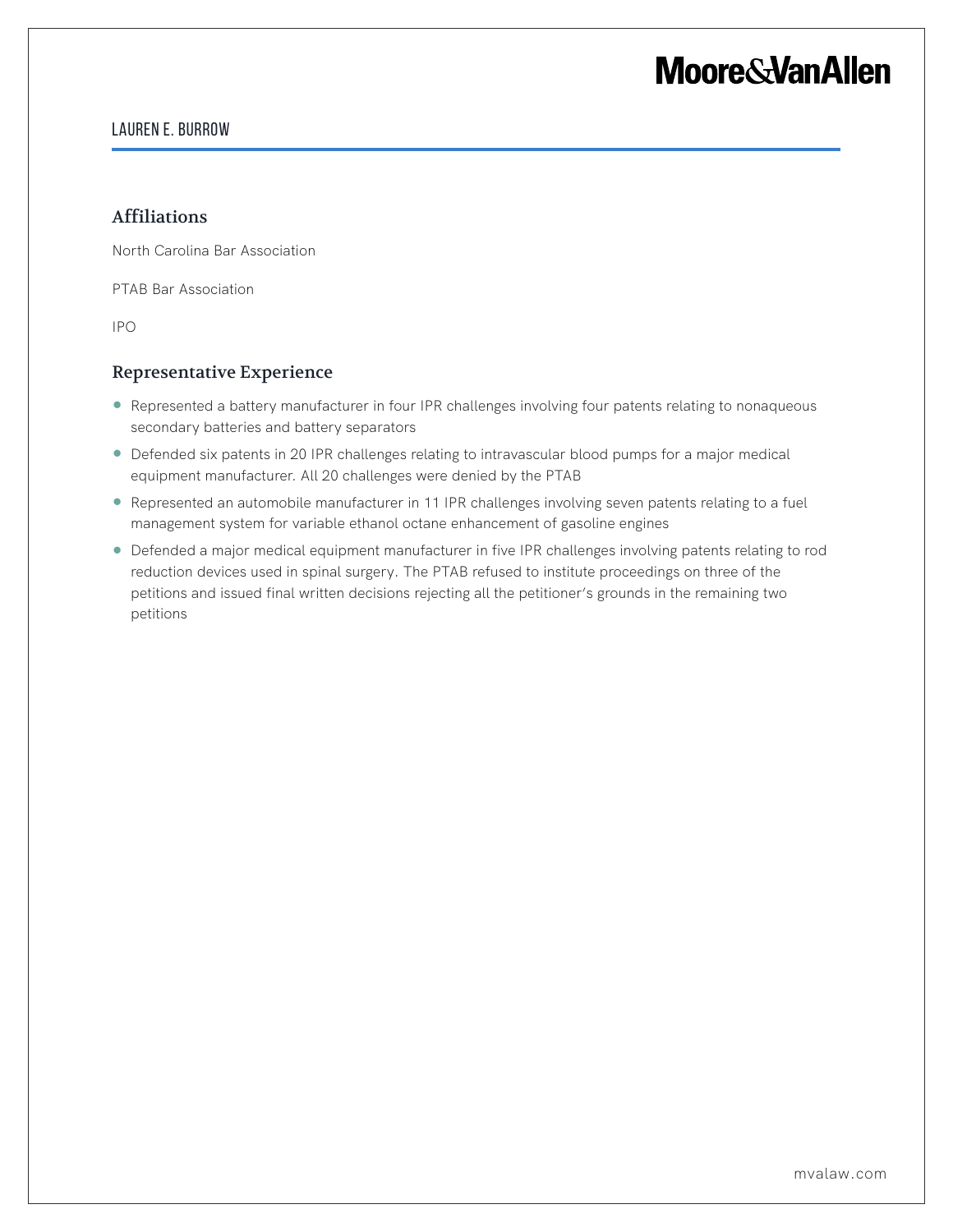## Affiliations

North Carolina Bar Association

PTAB Bar Association

IPO

## Representative Experience

- Represented a battery manufacturer in four IPR challenges involving four patents relating to nonaqueous secondary batteries and battery separators
- Defended six patents in 20 IPR challenges relating to intravascular blood pumps for a major medical equipment manufacturer. All 20 challenges were denied by the PTAB
- Represented an automobile manufacturer in 11 IPR challenges involving seven patents relating to a fuel management system for variable ethanol octane enhancement of gasoline engines
- Defended a major medical equipment manufacturer in five IPR challenges involving patents relating to rod reduction devices used in spinal surgery. The PTAB refused to institute proceedings on three of the petitions and issued final written decisions rejecting all the petitioner's grounds in the remaining two petitions